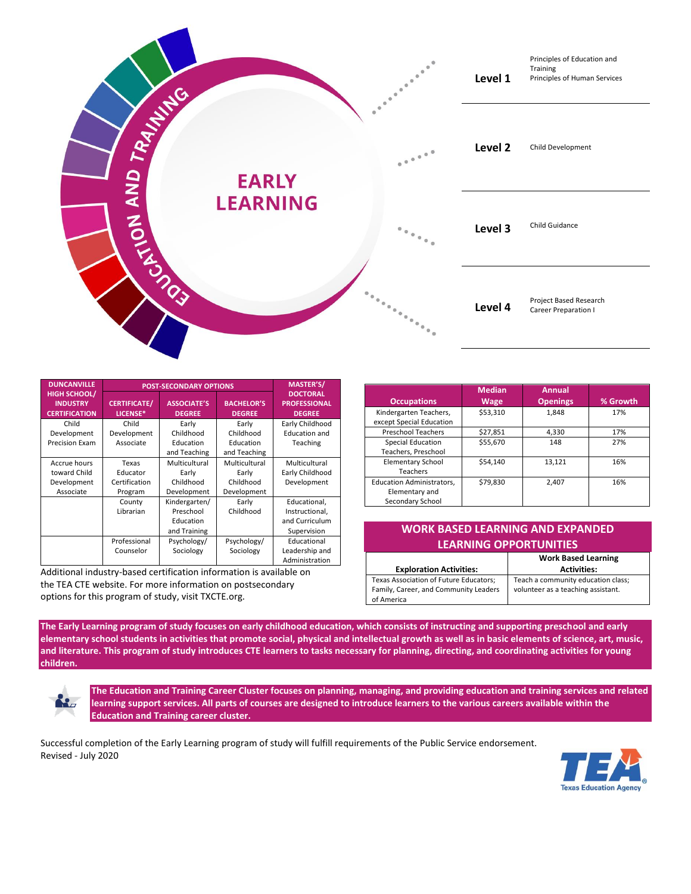# EDUCATION AND TRAINING

# EARLY LEARNING

| Level | Courses |
| --- | --- |
| **Level 1** | Principles of Education and Training<br>Principles of Human Services |
| **Level 2** | Child Development |
| **Level 3** | Child Guidance |
| **Level 4** | Project Based Research<br>Career Preparation I |

| DUNCANVILLE HIGH SCHOOL/ INDUSTRY CERTIFICATION | POST-SECONDARY OPTIONS | | | MASTER'S/ DOCTORAL PROFESSIONAL DEGREE |
| --- | --- | --- | --- | --- |
| | CERTIFICATE/ LICENSE* | ASSOCIATE'S DEGREE | BACHELOR'S DEGREE | |
| Child Development Precision Exam | Child Development Associate | Early Childhood Education and Teaching | Early Childhood Education and Teaching | Early Childhood Education and Teaching |
| Accrue hours toward Child Development Associate | Texas Educator Certification Program | Multicultural Early Childhood Development | Multicultural Early Childhood Development | Multicultural Early Childhood Development |
| | County Librarian | Kindergarten/ Preschool Education and Training | Early Childhood | Educational, Instructional, and Curriculum Supervision |
| | Professional Counselor | Psychology/ Sociology | Psychology/ Sociology | Educational Leadership and Administration |

Additional industry-based certification information is available on the TEA CTE website. For more information on postsecondary options for this program of study, visit TXCTE.org.

| Occupations | Median Wage | Annual Openings | % Growth |
| --- | --- | --- | --- |
| Kindergarten Teachers, except Special Education | $53,310 | 1,848 | 17% |
| Preschool Teachers | $27,851 | 4,330 | 17% |
| Special Education Teachers, Preschool | $55,670 | 148 | 27% |
| Elementary School Teachers | $54,140 | 13,121 | 16% |
| Education Administrators, Elementary and Secondary School | $79,830 | 2,407 | 16% |

## WORK BASED LEARNING AND EXPANDED LEARNING OPPORTUNITIES

| Exploration Activities: | Work Based Learning Activities: |
| --- | --- |
| Texas Association of Future Educators; Family, Career, and Community Leaders of America | Teach a community education class; volunteer as a teaching assistant. |

**The Early Learning program of study focuses on early childhood education, which consists of instructing and supporting preschool and early elementary school students in activities that promote social, physical and intellectual growth as well as in basic elements of science, art, music, and literature. This program of study introduces CTE learners to tasks necessary for planning, directing, and coordinating activities for young children.**

**The Education and Training Career Cluster focuses on planning, managing, and providing education and training services and related learning support services. All parts of courses are designed to introduce learners to the various careers available within the Education and Training career cluster.**

Successful completion of the Early Learning program of study will fulfill requirements of the Public Service endorsement.
Revised - July 2020

TEA Texas Education Agency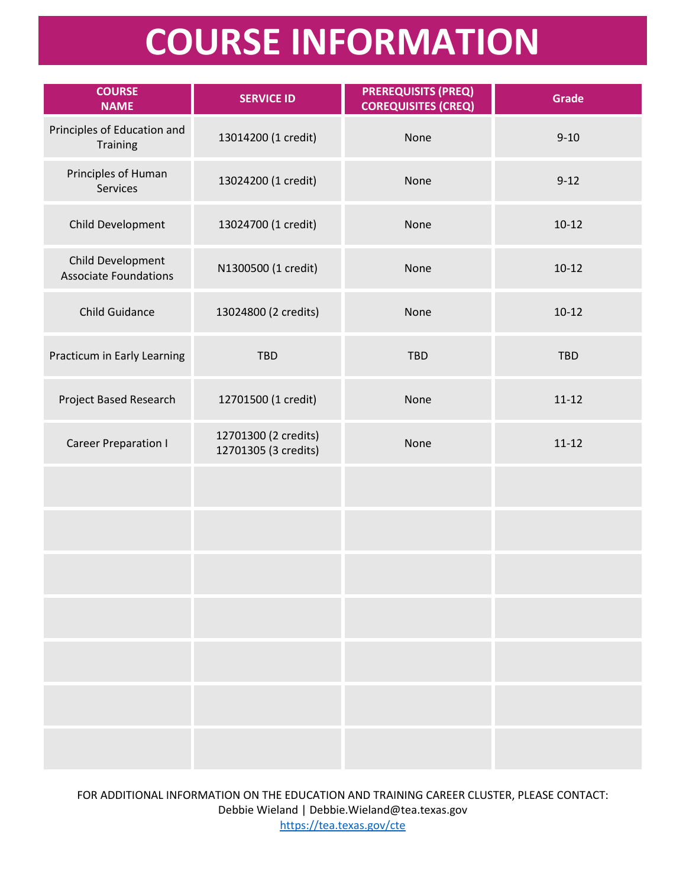# COURSE INFORMATION

| COURSE NAME | SERVICE ID | PREREQUISITS (PREQ) COREQUISITES (CREQ) | Grade |
|---|---|---|---|
| Principles of Education and Training | 13014200 (1 credit) | None | 9-10 |
| Principles of Human Services | 13024200 (1 credit) | None | 9-12 |
| Child Development | 13024700 (1 credit) | None | 10-12 |
| Child Development Associate Foundations | N1300500 (1 credit) | None | 10-12 |
| Child Guidance | 13024800 (2 credits) | None | 10-12 |
| Practicum in Early Learning | TBD | TBD | TBD |
| Project Based Research | 12701500 (1 credit) | None | 11-12 |
| Career Preparation I | 12701300 (2 credits)<br>12701305 (3 credits) | None | 11-12 |
| | | | |
| | | | |
| | | | |
| | | | |
| | | | |
| | | | |
| | | | |

FOR ADDITIONAL INFORMATION ON THE EDUCATION AND TRAINING CAREER CLUSTER, PLEASE CONTACT:
Debbie Wieland | Debbie.Wieland@tea.texas.gov
https://tea.texas.gov/cte